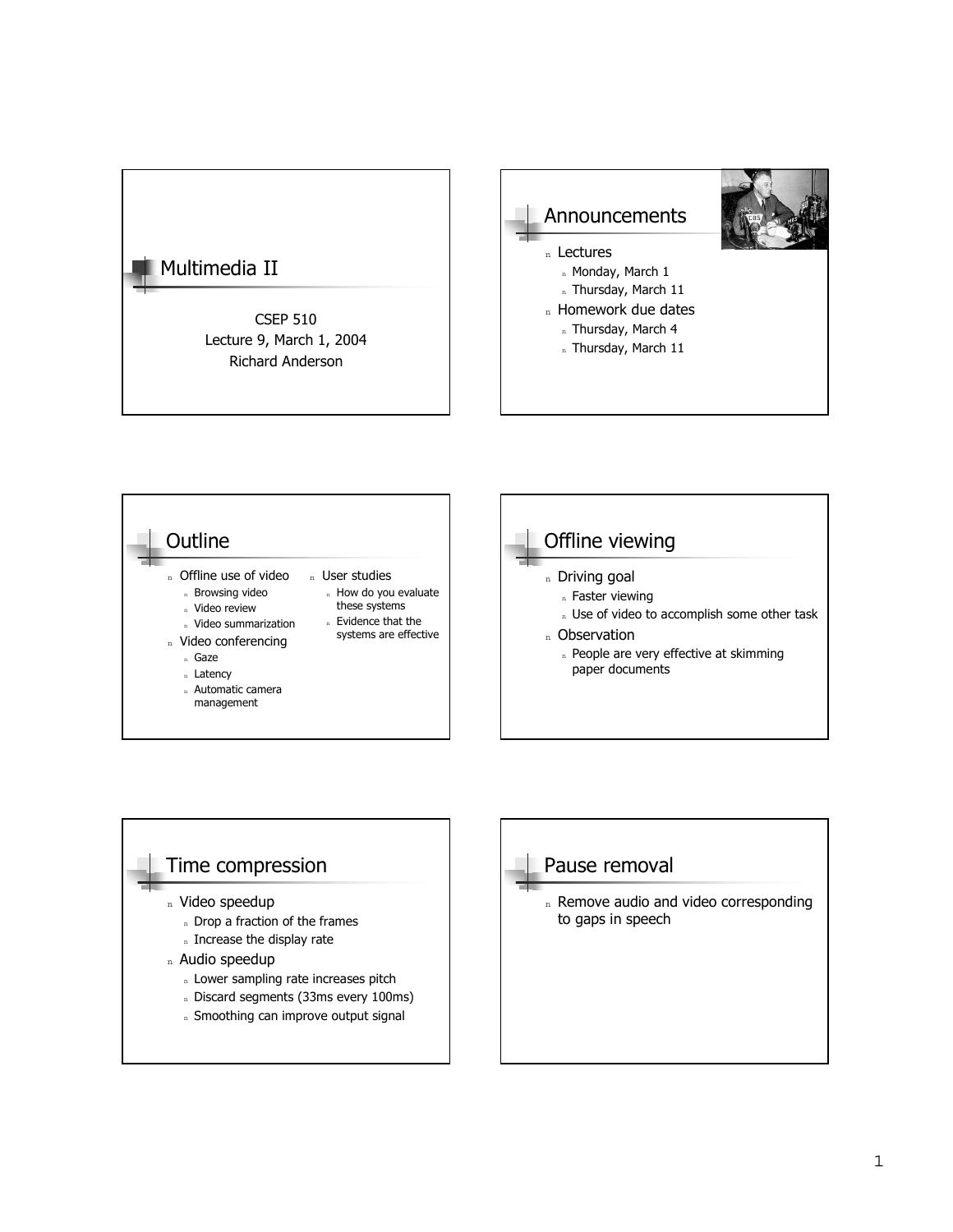# Multimedia II

CSEP 510
Lecture 9, March 1, 2004
Richard Anderson

## Announcements

- Lectures
  - Monday, March 1
  - Thursday, March 11
- Homework due dates
  - Thursday, March 4
  - Thursday, March 11

## Outline

- Offline use of video
  - Browsing video
  - Video review
  - Video summarization
- Video conferencing
  - Gaze
  - Latency
  - Automatic camera management
- User studies
  - How do you evaluate these systems
  - Evidence that the systems are effective

## Offline viewing

- Driving goal
  - Faster viewing
  - Use of video to accomplish some other task
- Observation
  - People are very effective at skimming paper documents

## Time compression

- Video speedup
  - Drop a fraction of the frames
  - Increase the display rate
- Audio speedup
  - Lower sampling rate increases pitch
  - Discard segments (33ms every 100ms)
  - Smoothing can improve output signal

## Pause removal

- Remove audio and video corresponding to gaps in speech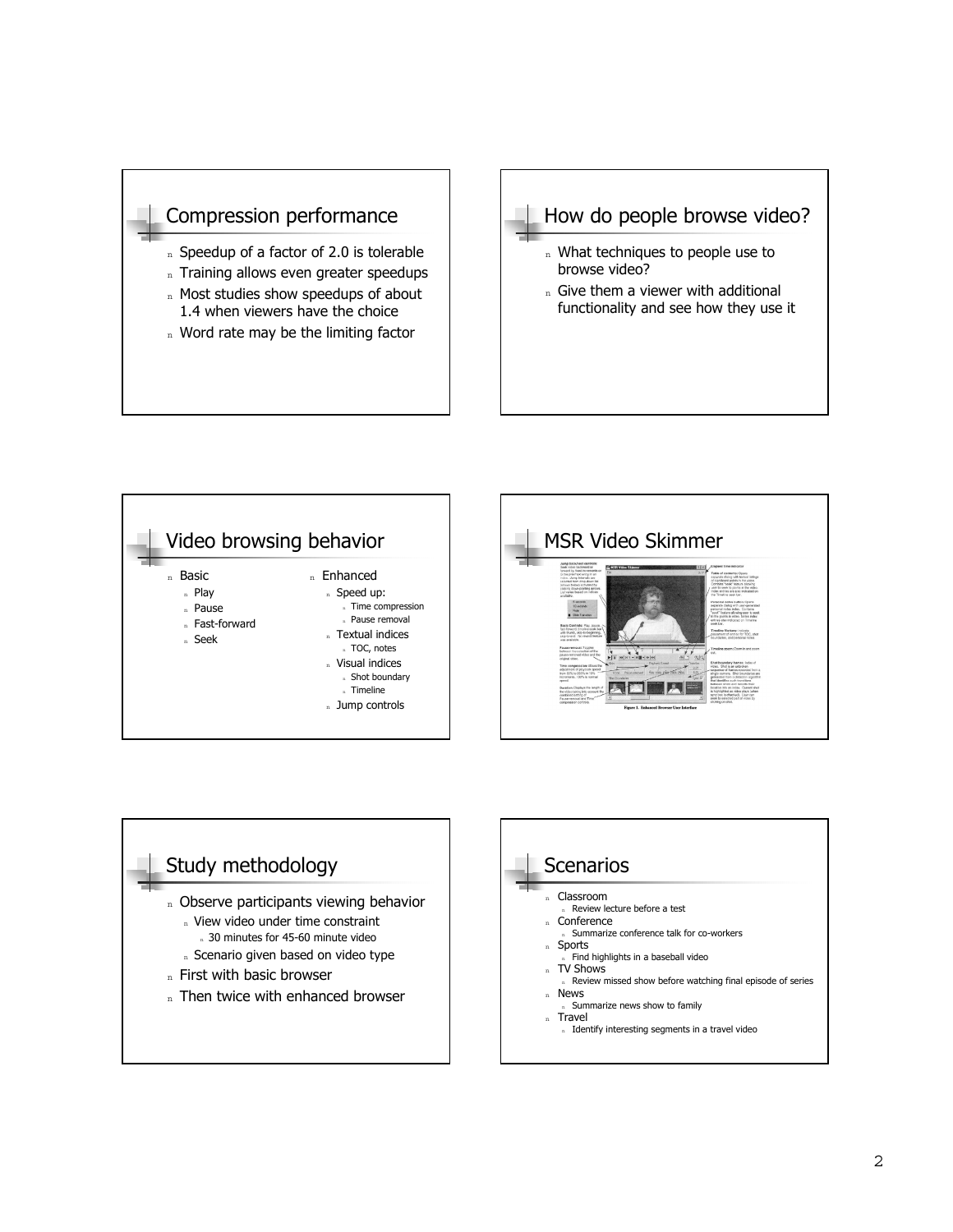## Compression performance

- Speedup of a factor of 2.0 is tolerable
- Training allows even greater speedups
- Most studies show speedups of about 1.4 when viewers have the choice
- Word rate may be the limiting factor

## How do people browse video?

- What techniques to people use to browse video?
- Give them a viewer with additional functionality and see how they use it

## Video browsing behavior

- Basic
  - Play
  - Pause
  - Fast-forward
  - Seek
- Enhanced
  - Speed up:
    - Time compression
    - Pause removal
  - Textual indices
    - TOC, notes
  - Visual indices
    - Shot boundary
    - Timeline
  - Jump controls

## MSR Video Skimmer

Figure 1. Enhanced Browser User Interface

## Study methodology

- Observe participants viewing behavior
  - View video under time constraint
    - 30 minutes for 45-60 minute video
  - Scenario given based on video type
- First with basic browser
- Then twice with enhanced browser

## Scenarios

- Classroom
  - Review lecture before a test
- Conference
  - Summarize conference talk for co-workers
- Sports
  - Find highlights in a baseball video
- TV Shows
  - Review missed show before watching final episode of series
- News
  - Summarize news show to family
- Travel
  - Identify interesting segments in a travel video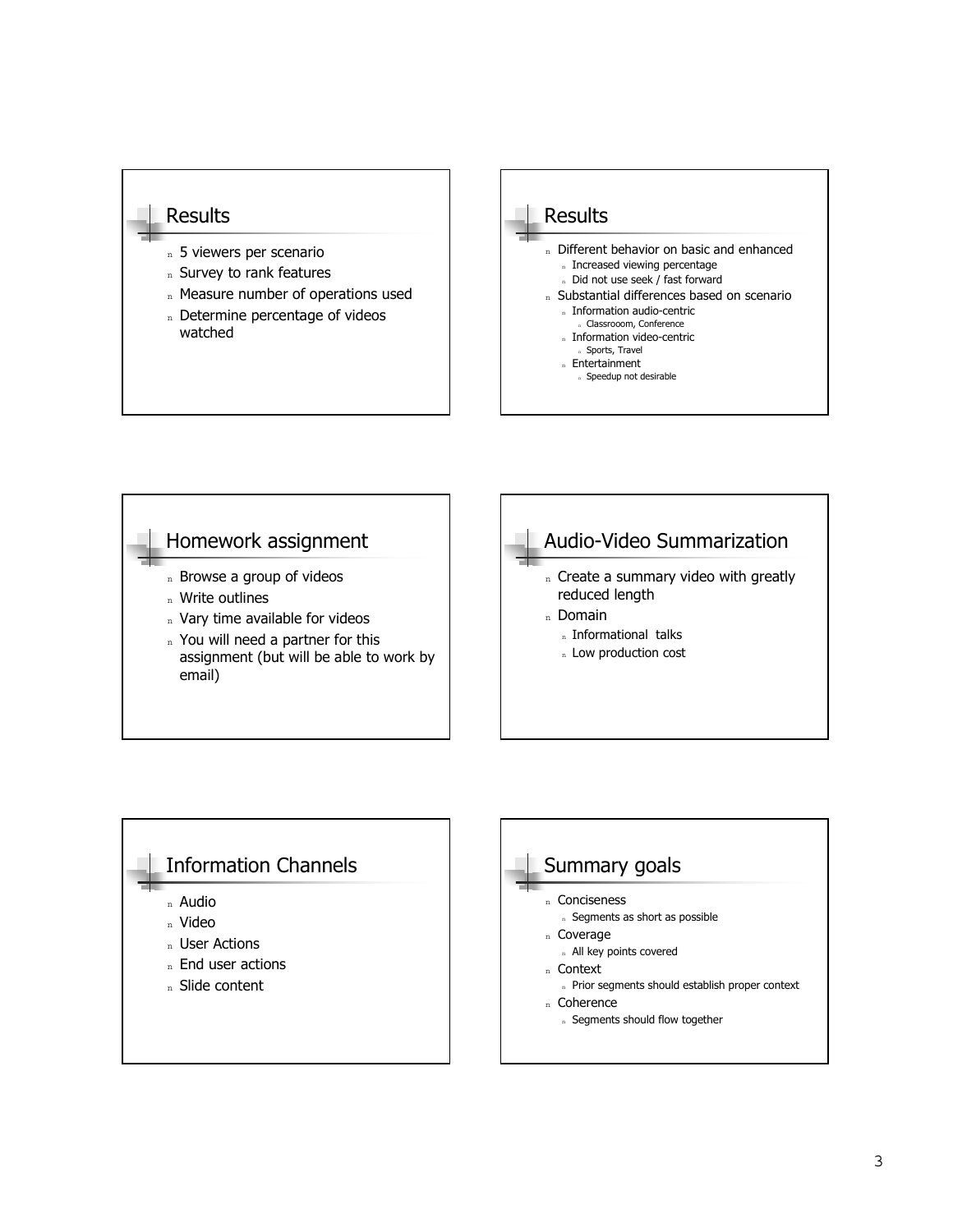## Results

- 5 viewers per scenario
- Survey to rank features
- Measure number of operations used
- Determine percentage of videos watched

## Results

- Different behavior on basic and enhanced
  - Increased viewing percentage
  - Did not use seek / fast forward
- Substantial differences based on scenario
  - Information audio-centric
    - Classrooom, Conference
  - Information video-centric
    - Sports, Travel
  - Entertainment
    - Speedup not desirable

## Homework assignment

- Browse a group of videos
- Write outlines
- Vary time available for videos
- You will need a partner for this assignment (but will be able to work by email)

## Audio-Video Summarization

- Create a summary video with greatly reduced length
- Domain
  - Informational talks
  - Low production cost

## Information Channels

- Audio
- Video
- User Actions
- End user actions
- Slide content

## Summary goals

- Conciseness
  - Segments as short as possible
- Coverage
  - All key points covered
- Context
  - Prior segments should establish proper context
- Coherence
  - Segments should flow together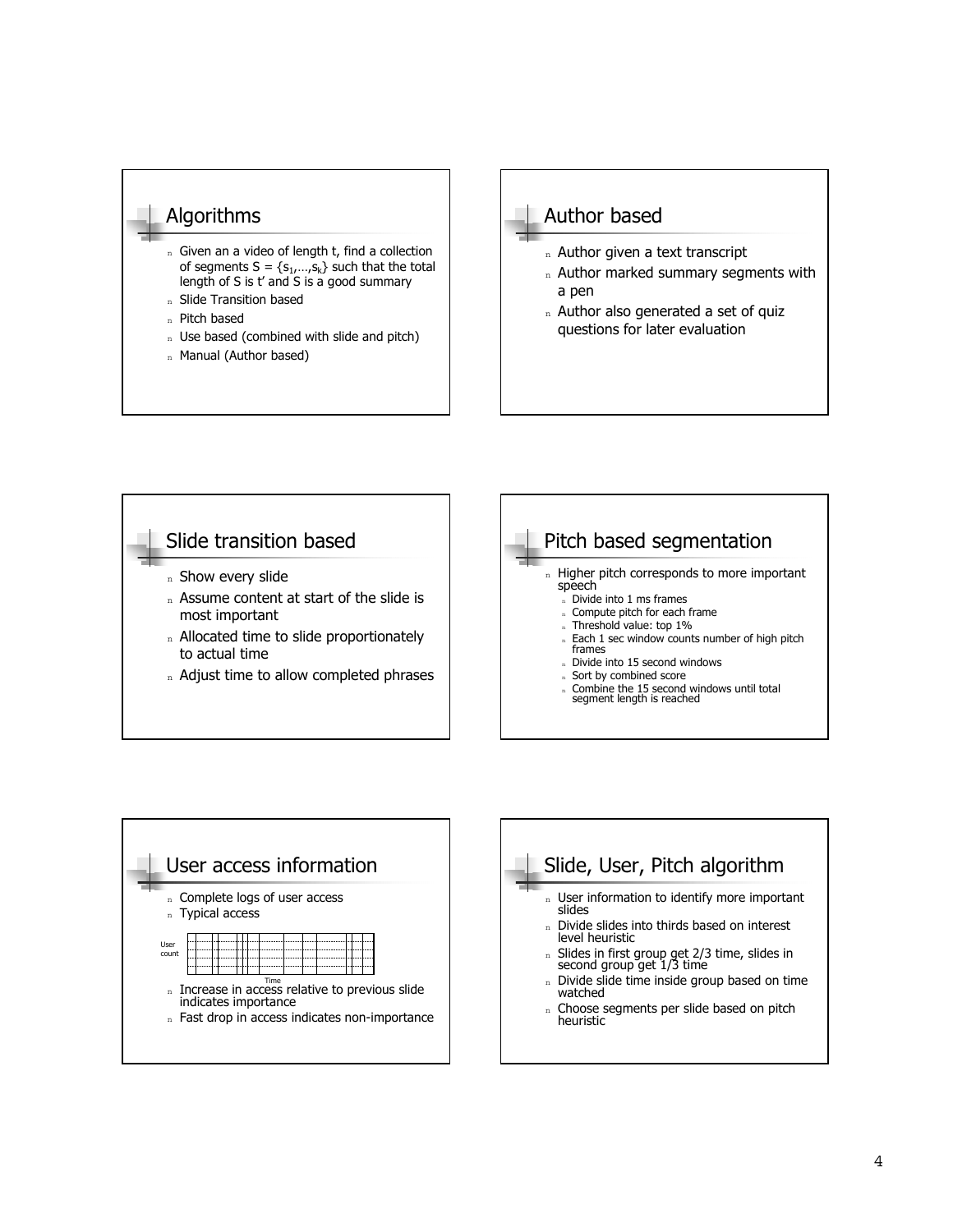## Algorithms

- Given an a video of length t, find a collection of segments $S = \{s_1,\ldots,s_k\}$ such that the total length of S is t' and S is a good summary
- Slide Transition based
- Pitch based
- Use based (combined with slide and pitch)
- Manual (Author based)

## Author based

- Author given a text transcript
- Author marked summary segments with a pen
- Author also generated a set of quiz questions for later evaluation

## Slide transition based

- Show every slide
- Assume content at start of the slide is most important
- Allocated time to slide proportionately to actual time
- Adjust time to allow completed phrases

## Pitch based segmentation

- Higher pitch corresponds to more important speech
  - Divide into 1 ms frames
  - Compute pitch for each frame
  - Threshold value: top 1%
  - Each 1 sec window counts number of high pitch frames
  - Divide into 15 second windows
  - Sort by combined score
  - Combine the 15 second windows until total segment length is reached

## User access information

- Complete logs of user access
- Typical access

User count

Time

- Increase in access relative to previous slide indicates importance
- Fast drop in access indicates non-importance

## Slide, User, Pitch algorithm

- User information to identify more important slides
- Divide slides into thirds based on interest level heuristic
- Slides in first group get 2/3 time, slides in second group get 1/3 time
- Divide slide time inside group based on time watched
- Choose segments per slide based on pitch heuristic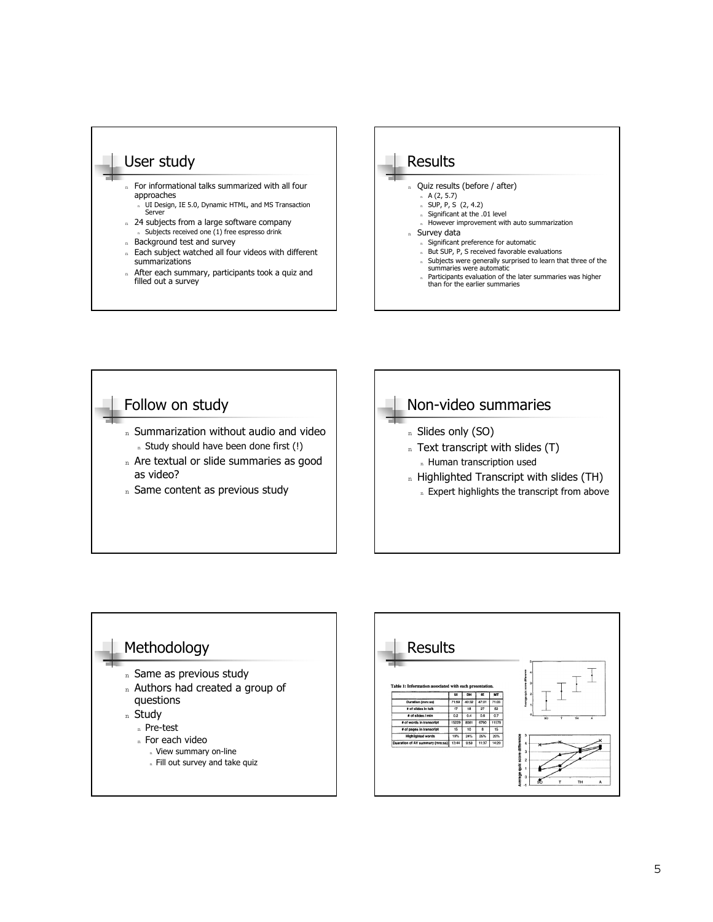## User study

- For informational talks summarized with all four approaches
  - UI Design, IE 5.0, Dynamic HTML, and MS Transaction Server
- 24 subjects from a large software company
  - Subjects received one (1) free espresso drink
- Background test and survey
- Each subject watched all four videos with different summarizations
- After each summary, participants took a quiz and filled out a survey

## Results

- Quiz results (before / after)
  - A (2, 5.7)
  - SUP, P, S (2, 4.2)
  - Significant at the .01 level
  - However improvement with auto summarization
- Survey data
  - Significant preference for automatic
  - But SUP, P, S received favorable evaluations
  - Subjects were generally surprised to learn that three of the summaries were automatic
  - Participants evaluation of the later summaries was higher than for the earlier summaries

## Follow on study

- Summarization without audio and video
  - Study should have been done first (!)
- Are textual or slide summaries as good as video?
- Same content as previous study

## Non-video summaries

- Slides only (SO)
- Text transcript with slides (T)
  - Human transcription used
- Highlighted Transcript with slides (TH)
  - Expert highlights the transcript from above

## Methodology

- Same as previous study
- Authors had created a group of questions
- Study
  - Pre-test
  - For each video
    - View summary on-line
    - Fill out survey and take quiz

## Results

Table 1: Information associated with each presentation.

| | UI | DH | IE | MT |
|---|---|---|---|---|
| Duration (mm:ss) | 71:59 | 40:32 | 47:01 | 71:03 |
| # of slides in talk | 17 | 18 | 27 | 52 |
| # of slides / min | 0.2 | 0.4 | 0.6 | 0.7 |
| # of words in transcript | 15229 | 8081 | 6760 | 11578 |
| # of pages in transcript | 15 | 10 | 8 | 15 |
| Highlighted words | 19% | 24% | 25% | 20% |
| Duaration of AV summary (mm:ss) | 13:44 | 9:59 | 11:37 | 14:20 |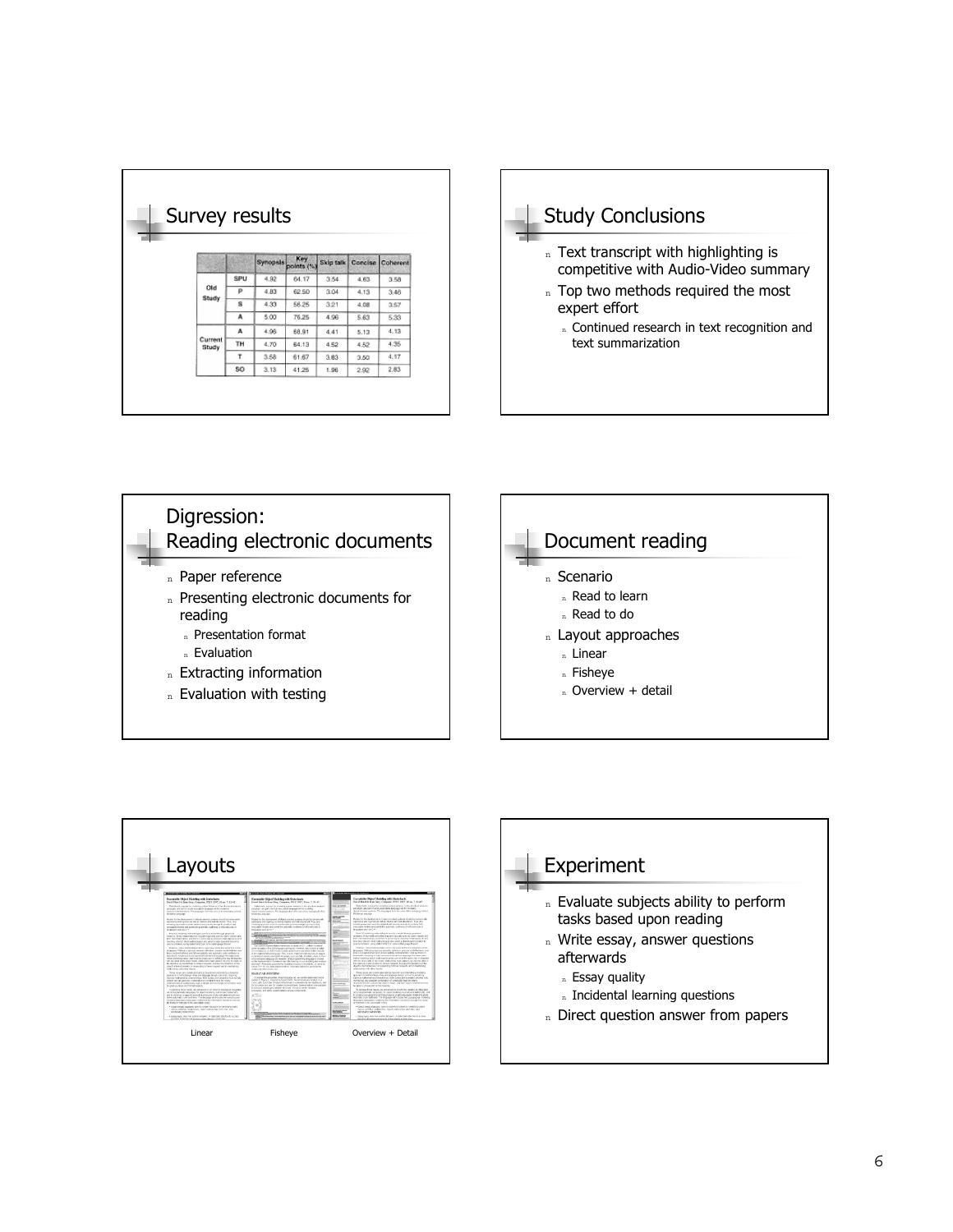## Survey results

| | | Synopsis | Key points (%) | Skip talk | Concise | Coherent |
|---|---|---|---|---|---|---|
| Old Study | SPU | 4.92 | 64.17 | 3.54 | 4.63 | 3.58 |
| | P | 4.83 | 62.50 | 3.04 | 4.13 | 3.46 |
| | S | 4.33 | 56.25 | 3.21 | 4.08 | 3.57 |
| | A | 5.00 | 75.25 | 4.96 | 5.63 | 5.33 |
| Current Study | A | 4.96 | 66.91 | 4.41 | 5.13 | 4.13 |
| | TH | 4.70 | 64.13 | 4.52 | 4.52 | 4.35 |
| | T | 3.58 | 61.67 | 3.63 | 3.50 | 4.17 |
| | SO | 3.13 | 41.25 | 1.96 | 2.92 | 2.83 |

## Study Conclusions

- Text transcript with highlighting is competitive with Audio-Video summary
- Top two methods required the most expert effort
  - Continued research in text recognition and text summarization

## Digression: Reading electronic documents

- Paper reference
- Presenting electronic documents for reading
  - Presentation format
  - Evaluation
- Extracting information
- Evaluation with testing

## Document reading

- Scenario
  - Read to learn
  - Read to do
- Layout approaches
  - Linear
  - Fisheye
  - Overview + detail

## Layouts

Linear | Fisheye | Overview + Detail

## Experiment

- Evaluate subjects ability to perform tasks based upon reading
- Write essay, answer questions afterwards
  - Essay quality
  - Incidental learning questions
- Direct question answer from papers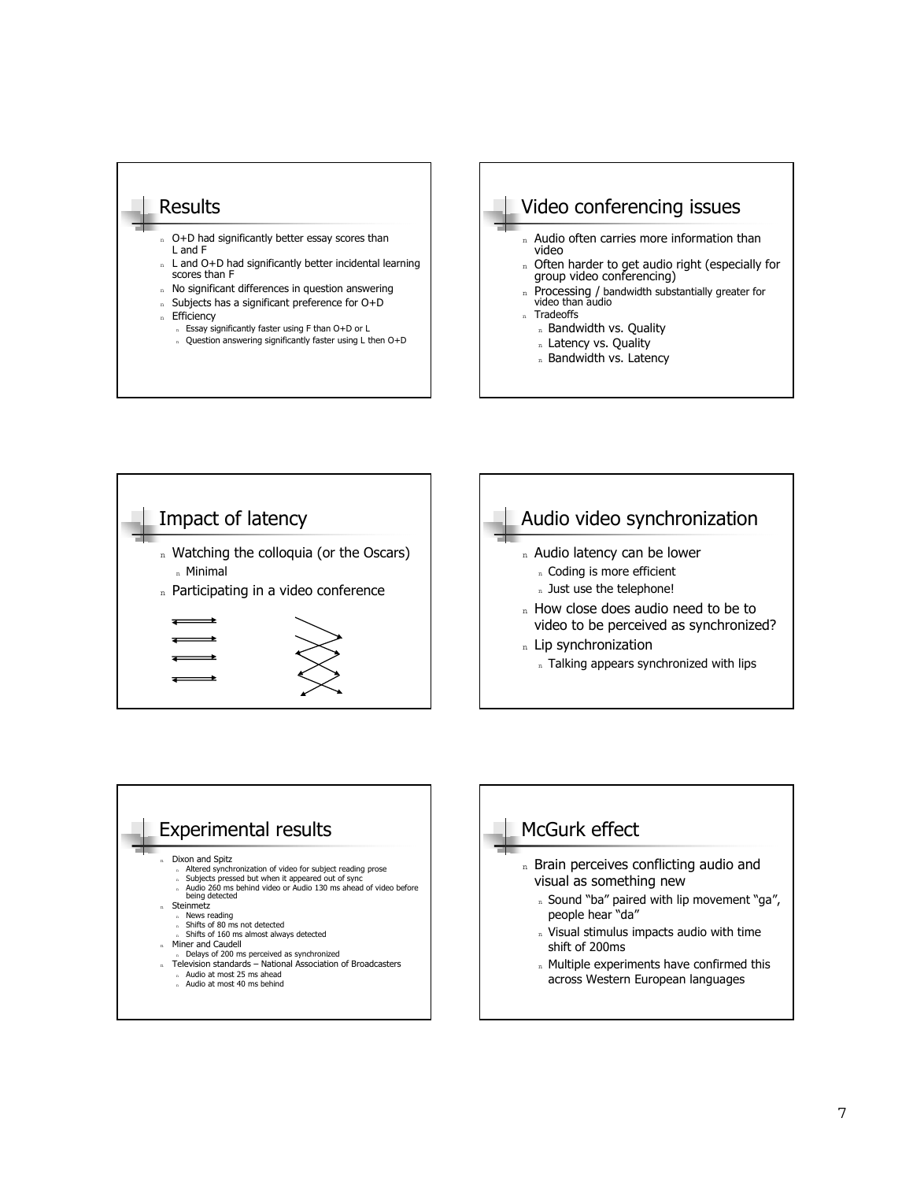## Results

- O+D had significantly better essay scores than L and F
- L and O+D had significantly better incidental learning scores than F
- No significant differences in question answering
- Subjects has a significant preference for O+D
- Efficiency
  - Essay significantly faster using F than O+D or L
  - Question answering significantly faster using L then O+D

## Video conferencing issues

- Audio often carries more information than video
- Often harder to get audio right (especially for group video conferencing)
- Processing / bandwidth substantially greater for video than audio
- Tradeoffs
  - Bandwidth vs. Quality
  - Latency vs. Quality
  - Bandwidth vs. Latency

## Impact of latency

- Watching the colloquia (or the Oscars)
  - Minimal
- Participating in a video conference

## Audio video synchronization

- Audio latency can be lower
  - Coding is more efficient
  - Just use the telephone!
- How close does audio need to be to video to be perceived as synchronized?
- Lip synchronization
  - Talking appears synchronized with lips

## Experimental results

- Dixon and Spitz
  - Altered synchronization of video for subject reading prose
  - Subjects pressed but when it appeared out of sync
  - Audio 260 ms behind video or Audio 130 ms ahead of video before being detected
- Steinmetz
  - News reading
  - Shifts of 80 ms not detected
  - Shifts of 160 ms almost always detected
- Miner and Caudell
  - Delays of 200 ms perceived as synchronized
- Television standards – National Association of Broadcasters
  - Audio at most 25 ms ahead
  - Audio at most 40 ms behind

## McGurk effect

- Brain perceives conflicting audio and visual as something new
  - Sound "ba" paired with lip movement "ga", people hear "da"
  - Visual stimulus impacts audio with time shift of 200ms
  - Multiple experiments have confirmed this across Western European languages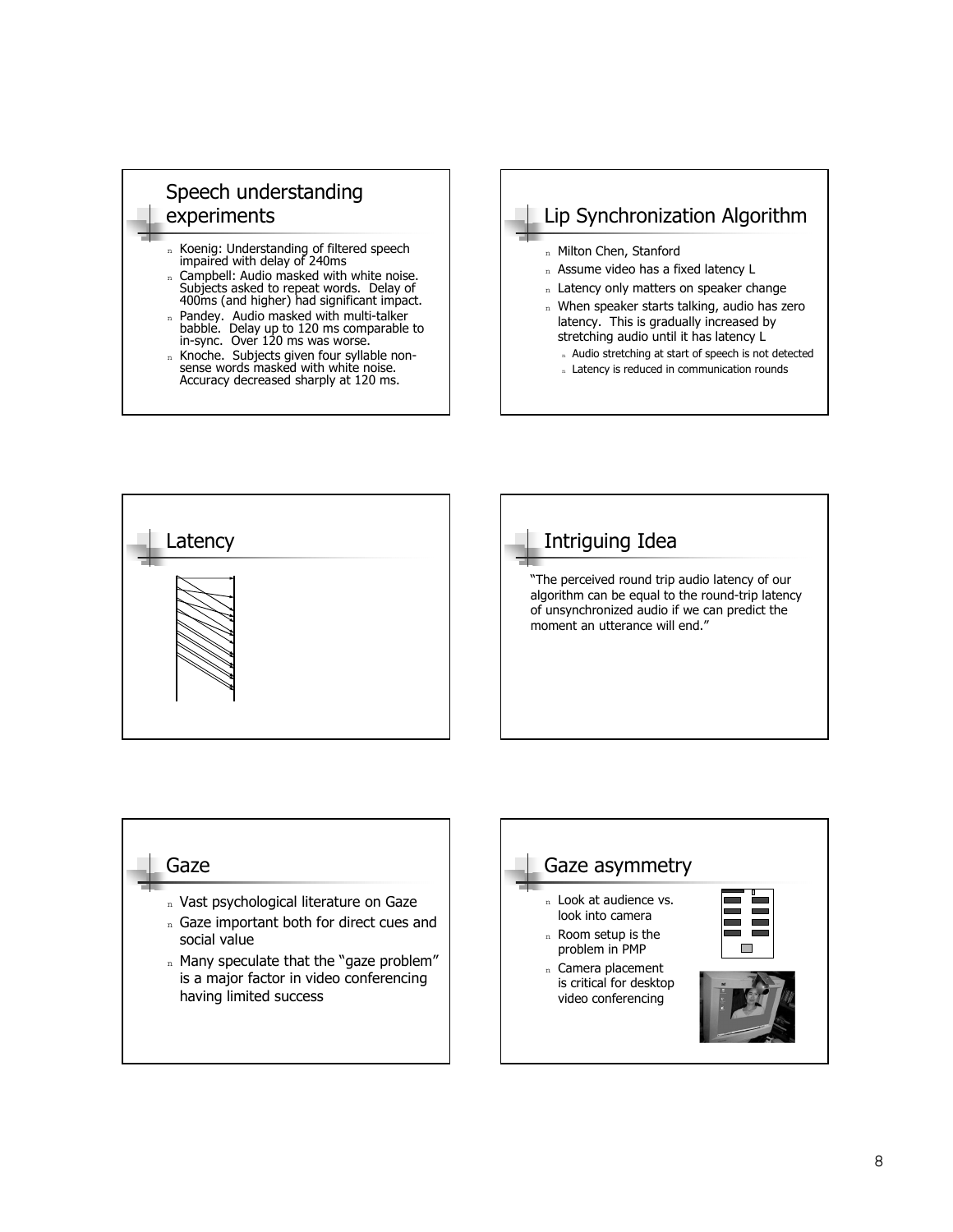## Speech understanding experiments

- Koenig: Understanding of filtered speech impaired with delay of 240ms
- Campbell: Audio masked with white noise. Subjects asked to repeat words. Delay of 400ms (and higher) had significant impact.
- Pandey. Audio masked with multi-talker babble. Delay up to 120 ms comparable to in-sync. Over 120 ms was worse.
- Knoche. Subjects given four syllable non-sense words masked with white noise. Accuracy decreased sharply at 120 ms.

## Lip Synchronization Algorithm

- Milton Chen, Stanford
- Assume video has a fixed latency L
- Latency only matters on speaker change
- When speaker starts talking, audio has zero latency. This is gradually increased by stretching audio until it has latency L
  - Audio stretching at start of speech is not detected
  - Latency is reduced in communication rounds

## Latency

## Intriguing Idea

"The perceived round trip audio latency of our algorithm can be equal to the round-trip latency of unsynchronized audio if we can predict the moment an utterance will end."

## Gaze

- Vast psychological literature on Gaze
- Gaze important both for direct cues and social value
- Many speculate that the "gaze problem" is a major factor in video conferencing having limited success

## Gaze asymmetry

- Look at audience vs. look into camera
- Room setup is the problem in PMP
- Camera placement is critical for desktop video conferencing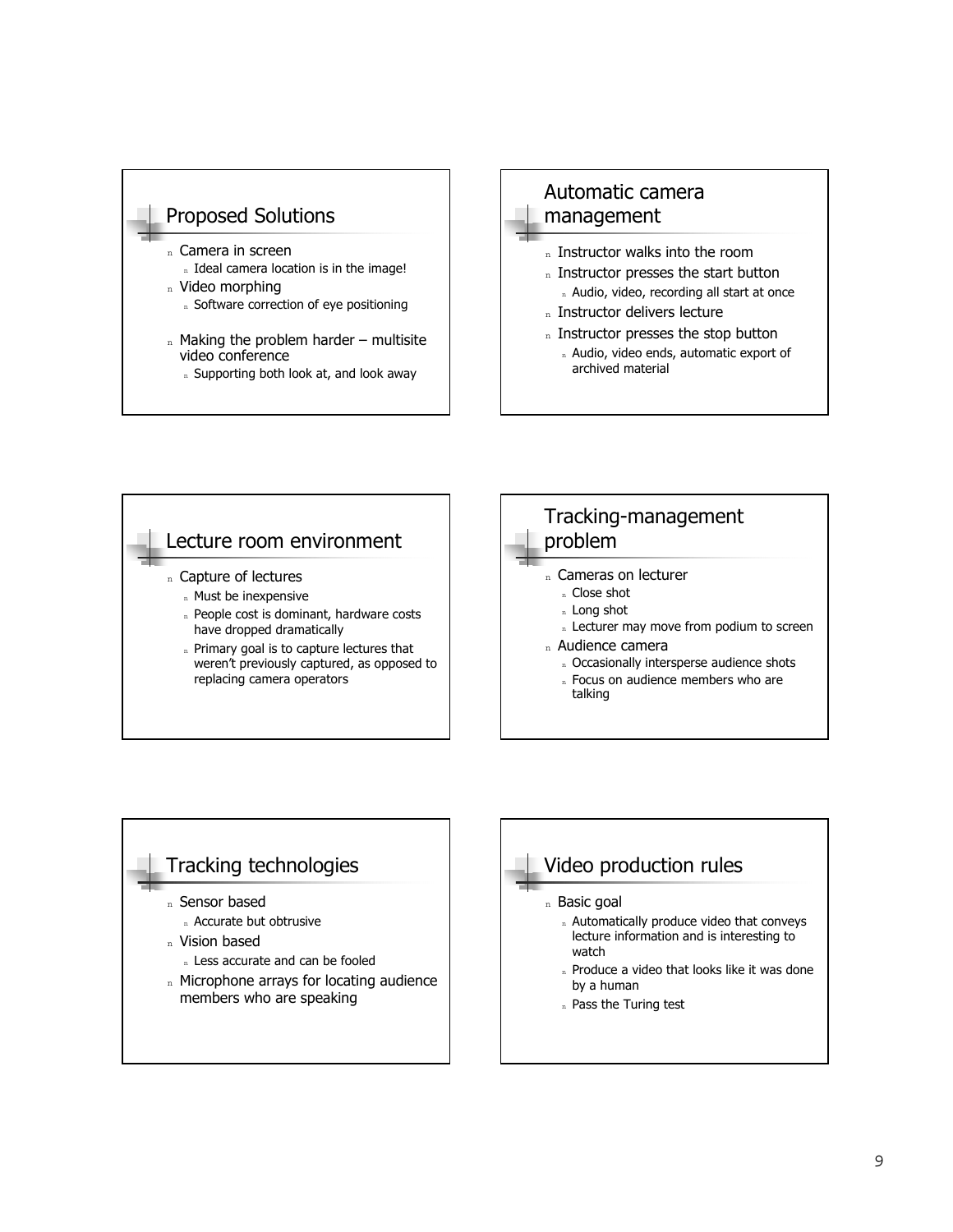## Proposed Solutions

- Camera in screen
  - Ideal camera location is in the image!
- Video morphing
  - Software correction of eye positioning
- Making the problem harder – multisite video conference
  - Supporting both look at, and look away

## Automatic camera management

- Instructor walks into the room
- Instructor presses the start button
  - Audio, video, recording all start at once
- Instructor delivers lecture
- Instructor presses the stop button
  - Audio, video ends, automatic export of archived material

## Lecture room environment

- Capture of lectures
  - Must be inexpensive
  - People cost is dominant, hardware costs have dropped dramatically
  - Primary goal is to capture lectures that weren't previously captured, as opposed to replacing camera operators

## Tracking-management problem

- Cameras on lecturer
  - Close shot
  - Long shot
  - Lecturer may move from podium to screen
- Audience camera
  - Occasionally intersperse audience shots
  - Focus on audience members who are talking

## Tracking technologies

- Sensor based
  - Accurate but obtrusive
- Vision based
  - Less accurate and can be fooled
- Microphone arrays for locating audience members who are speaking

## Video production rules

- Basic goal
  - Automatically produce video that conveys lecture information and is interesting to watch
  - Produce a video that looks like it was done by a human
  - Pass the Turing test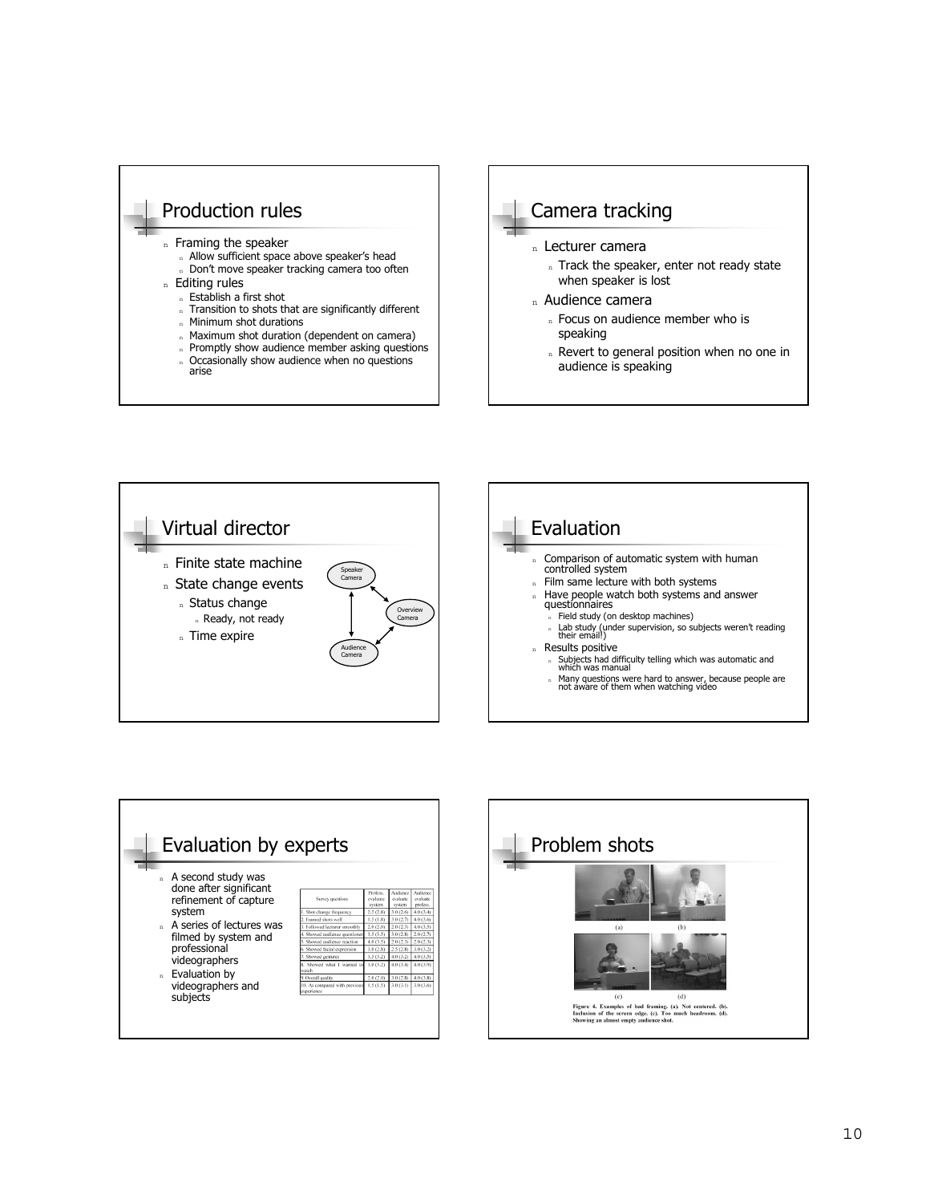## Production rules

- Framing the speaker
  - Allow sufficient space above speaker's head
  - Don't move speaker tracking camera too often
- Editing rules
  - Establish a first shot
  - Transition to shots that are significantly different
  - Minimum shot durations
  - Maximum shot duration (dependent on camera)
  - Promptly show audience member asking questions
  - Occasionally show audience when no questions arise

## Camera tracking

- Lecturer camera
  - Track the speaker, enter not ready state when speaker is lost
- Audience camera
  - Focus on audience member who is speaking
  - Revert to general position when no one in audience is speaking

## Virtual director

- Finite state machine
- State change events
  - Status change
    - Ready, not ready
  - Time expire

Speaker Camera ↔ Overview Camera ↔ Audience Camera ↔ Speaker Camera

## Evaluation

- Comparison of automatic system with human controlled system
- Film same lecture with both systems
- Have people watch both systems and answer questionnaires
  - Field study (on desktop machines)
  - Lab study (under supervision, so subjects weren't reading their email!)
- Results positive
  - Subjects had difficulty telling which was automatic and which was manual
  - Many questions were hard to answer, because people are not aware of them when watching video

## Evaluation by experts

- A second study was done after significant refinement of capture system
- A series of lectures was filmed by system and professional videographers
- Evaluation by videographers and subjects

| Survey questions | Profess. evaluate system | Audience evaluate system | Audience evaluate profess. |
|---|---|---|---|
| 1. Shot change frequency | 2.5 (2.8) | 3.0 (2.6) | 4.0 (3.4) |
| 2. Framed shots well | 1.5 (1.8) | 3.0 (2.7) | 4.0 (3.6) |
| 3. Followed lecturer smoothly | 2.0 (2.0) | 2.0 (2.3) | 4.0 (3.5) |
| 4. Showed audience questioner | 3.5 (3.5) | 3.0 (2.8) | 2.0 (2.7) |
| 5. Showed audience reaction | 4.0 (3.5) | 2.0 (2.3) | 2.0 (2.3) |
| 6. Showed facial expression | 3.0 (2.8) | 2.5 (2.8) | 3.0 (3.2) |
| 7. Showed gestures | 3.5 (3.2) | 4.0 (3.2) | 4.0 (3.5) |
| 8. Showed what I wanted to watch | 3.0 (3.2) | 4.0 (3.4) | 4.0 (3.9) |
| 9. Overall quality | 2.0 (2.0) | 3.0 (2.8) | 4.0 (3.8) |
| 10. As compared with previous experience | 1.5 (1.5) | 3.0 (3.1) | 3.0 (3.6) |

## Problem shots

Figure 4. Examples of bad framing. (a). Not centered. (b). Inclusion of the screen edge. (c). Too much headroom. (d). Showing an almost empty audience shot.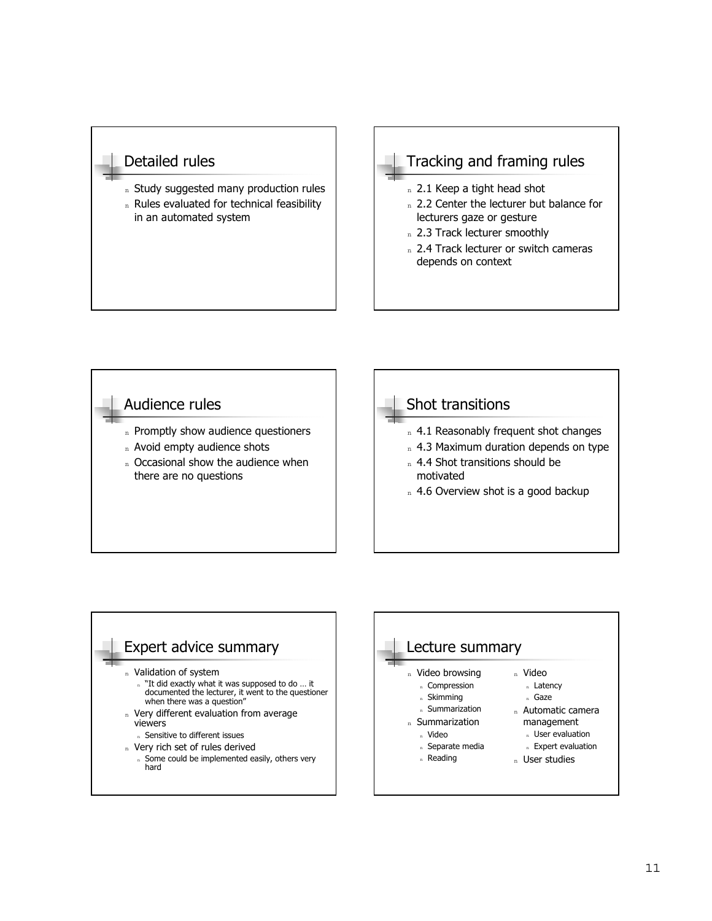## Detailed rules

- Study suggested many production rules
- Rules evaluated for technical feasibility in an automated system

## Tracking and framing rules

- 2.1 Keep a tight head shot
- 2.2 Center the lecturer but balance for lecturers gaze or gesture
- 2.3 Track lecturer smoothly
- 2.4 Track lecturer or switch cameras depends on context

## Audience rules

- Promptly show audience questioners
- Avoid empty audience shots
- Occasional show the audience when there are no questions

## Shot transitions

- 4.1 Reasonably frequent shot changes
- 4.3 Maximum duration depends on type
- 4.4 Shot transitions should be motivated
- 4.6 Overview shot is a good backup

## Expert advice summary

- Validation of system
  - "It did exactly what it was supposed to do … it documented the lecturer, it went to the questioner when there was a question"
- Very different evaluation from average viewers
  - Sensitive to different issues
- Very rich set of rules derived
  - Some could be implemented easily, others very hard

## Lecture summary

- Video browsing
  - Compression
  - Skimming
  - Summarization
- Summarization
  - Video
  - Separate media
  - Reading
- Video
  - Latency
  - Gaze
- Automatic camera management
  - User evaluation
  - Expert evaluation
- User studies